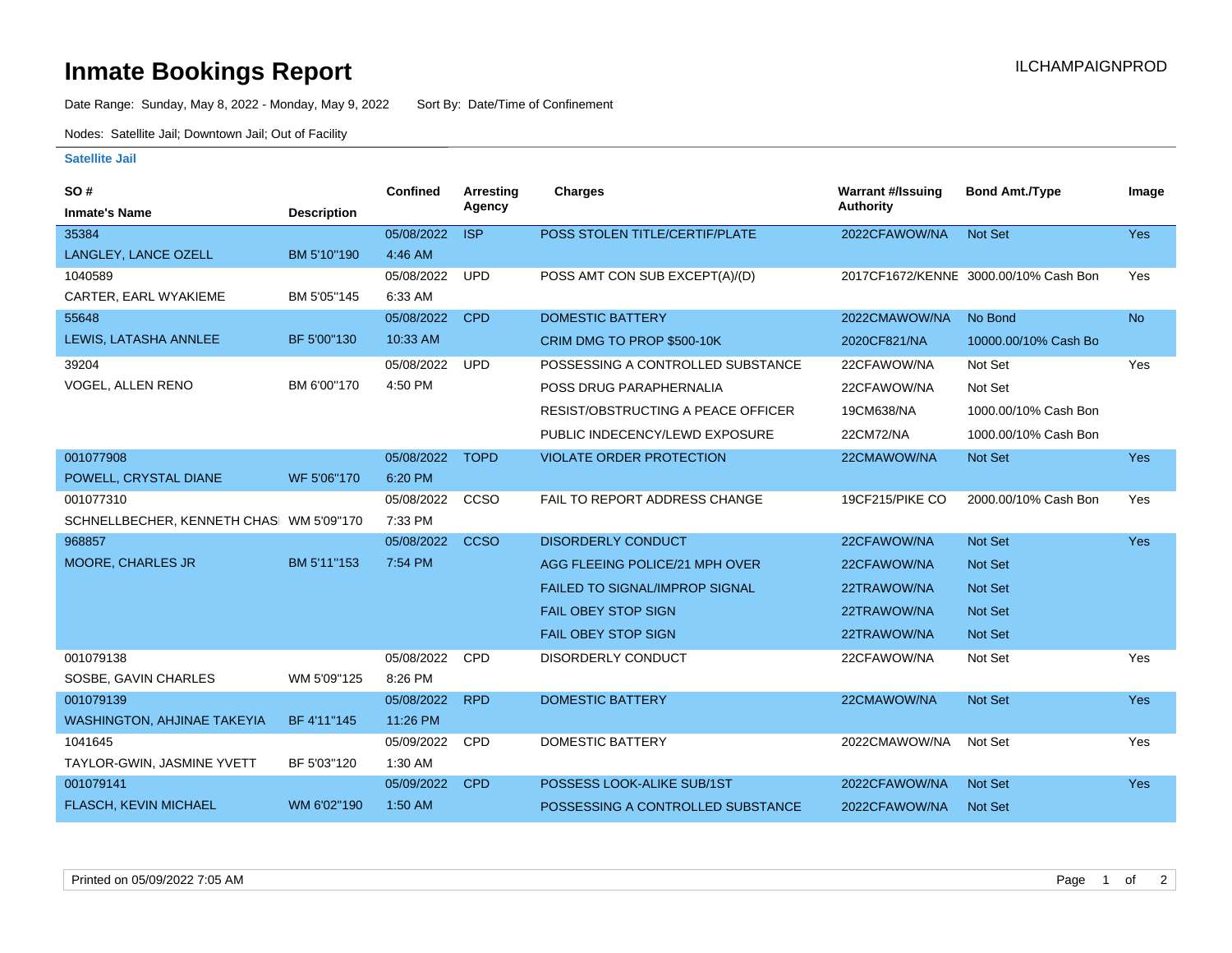# Inmate Bookings Report

ILCHAMPAIGNPROD

Date Range: Sunday, May 8, 2022 - Monday, May 9, 2022    Sort By: Date/Time of Confinement

Nodes: Satellite Jail; Downtown Jail; Out of Facility

**Satellite Jail**

| SO # / Inmate's Name | Description | Confined | Arresting Agency | Charges | Warrant #/Issuing Authority | Bond Amt./Type | Image |
|---|---|---|---|---|---|---|---|
| 35384 LANGLEY, LANCE OZELL | BM 5'10"190 | 05/08/2022 4:46 AM | ISP | POSS STOLEN TITLE/CERTIF/PLATE | 2022CFAWOW/NA | Not Set | Yes |
| 1040589 CARTER, EARL WYAKIEME | BM 5'05"145 | 05/08/2022 6:33 AM | UPD | POSS AMT CON SUB EXCEPT(A)/(D) | 2017CF1672/KENNE | 3000.00/10% Cash Bon | Yes |
| 55648 LEWIS, LATASHA ANNLEE | BF 5'00"130 | 05/08/2022 10:33 AM | CPD | DOMESTIC BATTERY | 2022CMAWOW/NA | No Bond | No |
| | | | | CRIM DMG TO PROP $500-10K | 2020CF821/NA | 10000.00/10% Cash Bo | |
| 39204 VOGEL, ALLEN RENO | BM 6'00"170 | 05/08/2022 4:50 PM | UPD | POSSESSING A CONTROLLED SUBSTANCE | 22CFAWOW/NA | Not Set | Yes |
| | | | | POSS DRUG PARAPHERNALIA | 22CFAWOW/NA | Not Set | |
| | | | | RESIST/OBSTRUCTING A PEACE OFFICER | 19CM638/NA | 1000.00/10% Cash Bon | |
| | | | | PUBLIC INDECENCY/LEWD EXPOSURE | 22CM72/NA | 1000.00/10% Cash Bon | |
| 001077908 POWELL, CRYSTAL DIANE | WF 5'06"170 | 05/08/2022 6:20 PM | TOPD | VIOLATE ORDER PROTECTION | 22CMAWOW/NA | Not Set | Yes |
| 001077310 SCHNELLBECHER, KENNETH CHAS | WM 5'09"170 | 05/08/2022 7:33 PM | CCSO | FAIL TO REPORT ADDRESS CHANGE | 19CF215/PIKE CO | 2000.00/10% Cash Bon | Yes |
| 968857 MOORE, CHARLES JR | BM 5'11"153 | 05/08/2022 7:54 PM | CCSO | DISORDERLY CONDUCT | 22CFAWOW/NA | Not Set | Yes |
| | | | | AGG FLEEING POLICE/21 MPH OVER | 22CFAWOW/NA | Not Set | |
| | | | | FAILED TO SIGNAL/IMPROP SIGNAL | 22TRAWOW/NA | Not Set | |
| | | | | FAIL OBEY STOP SIGN | 22TRAWOW/NA | Not Set | |
| | | | | FAIL OBEY STOP SIGN | 22TRAWOW/NA | Not Set | |
| 001079138 SOSBE, GAVIN CHARLES | WM 5'09"125 | 05/08/2022 8:26 PM | CPD | DISORDERLY CONDUCT | 22CFAWOW/NA | Not Set | Yes |
| 001079139 WASHINGTON, AHJINAE TAKEYIA | BF 4'11"145 | 05/08/2022 11:26 PM | RPD | DOMESTIC BATTERY | 22CMAWOW/NA | Not Set | Yes |
| 1041645 TAYLOR-GWIN, JASMINE YVETT | BF 5'03"120 | 05/09/2022 1:30 AM | CPD | DOMESTIC BATTERY | 2022CMAWOW/NA | Not Set | Yes |
| 001079141 FLASCH, KEVIN MICHAEL | WM 6'02"190 | 05/09/2022 1:50 AM | CPD | POSSESS LOOK-ALIKE SUB/1ST | 2022CFAWOW/NA | Not Set | Yes |
| | | | | POSSESSING A CONTROLLED SUBSTANCE | 2022CFAWOW/NA | Not Set | |

Printed on 05/09/2022 7:05 AM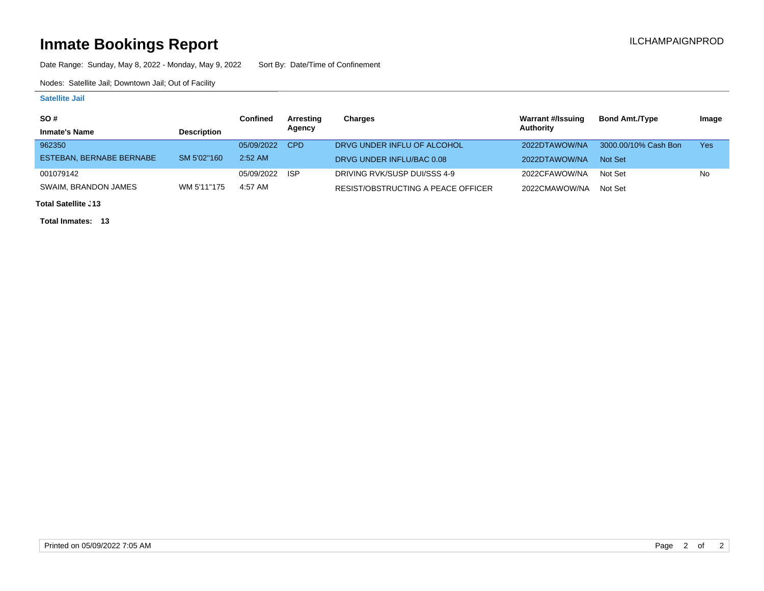# Inmate Bookings Report

ILCHAMPAIGNPROD

Date Range: Sunday, May 8, 2022 - Monday, May 9, 2022    Sort By: Date/Time of Confinement

Nodes: Satellite Jail; Downtown Jail; Out of Facility

### Satellite Jail

| SO # / Inmate's Name | Description | Confined | Arresting Agency | Charges | Warrant #/Issuing Authority | Bond Amt./Type | Image |
|---|---|---|---|---|---|---|---|
| 962350 | | 05/09/2022 | CPD | DRVG UNDER INFLU OF ALCOHOL | 2022DTAWOW/NA | 3000.00/10% Cash Bon | Yes |
| ESTEBAN, BERNABE BERNABE | SM 5'02"160 | 2:52 AM | | DRVG UNDER INFLU/BAC 0.08 | 2022DTAWOW/NA | Not Set | |
| 001079142 | | 05/09/2022 | ISP | DRIVING RVK/SUSP DUI/SSS 4-9 | 2022CFAWOW/NA | Not Set | No |
| SWAIM, BRANDON JAMES | WM 5'11"175 | 4:57 AM | | RESIST/OBSTRUCTING A PEACE OFFICER | 2022CMAWOW/NA | Not Set | |

**Total Satellite J13**

**Total Inmates: 13**

Printed on 05/09/2022 7:05 AM